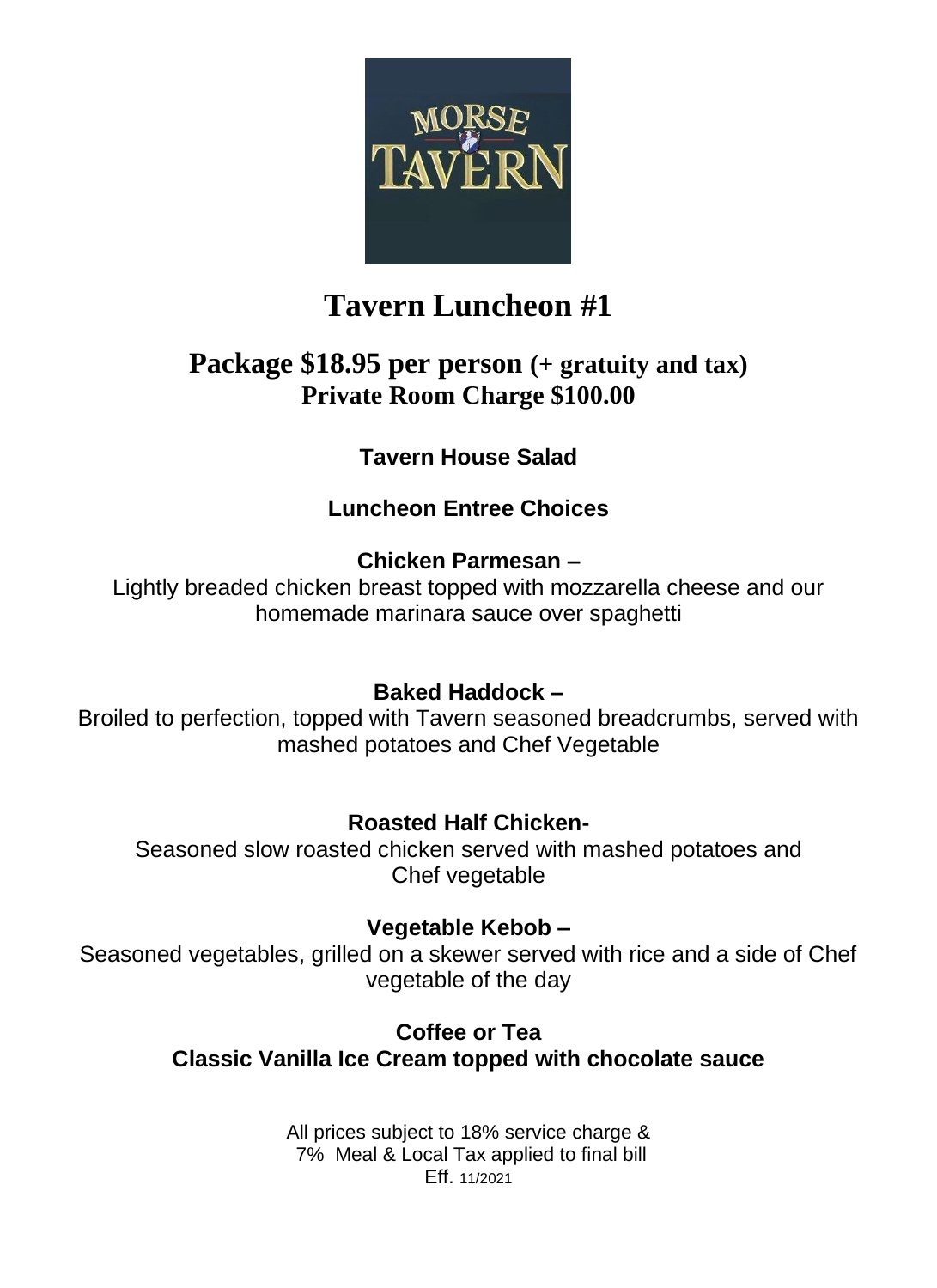MORSE TAVERN

# Tavern Luncheon #1

## Package $18.95 per person (+ gratuity and tax)

**Private Room Charge $100.00**

**Tavern House Salad**

**Luncheon Entree Choices**

**Chicken Parmesan –**

Lightly breaded chicken breast topped with mozzarella cheese and our homemade marinara sauce over spaghetti

**Baked Haddock –**

Broiled to perfection, topped with Tavern seasoned breadcrumbs, served with mashed potatoes and Chef Vegetable

**Roasted Half Chicken-**

Seasoned slow roasted chicken served with mashed potatoes and Chef vegetable

**Vegetable Kebob –**

Seasoned vegetables, grilled on a skewer served with rice and a side of Chef vegetable of the day

**Coffee or Tea**

**Classic Vanilla Ice Cream topped with chocolate sauce**

All prices subject to 18% service charge & 7% Meal & Local Tax applied to final bill

Eff. 11/2021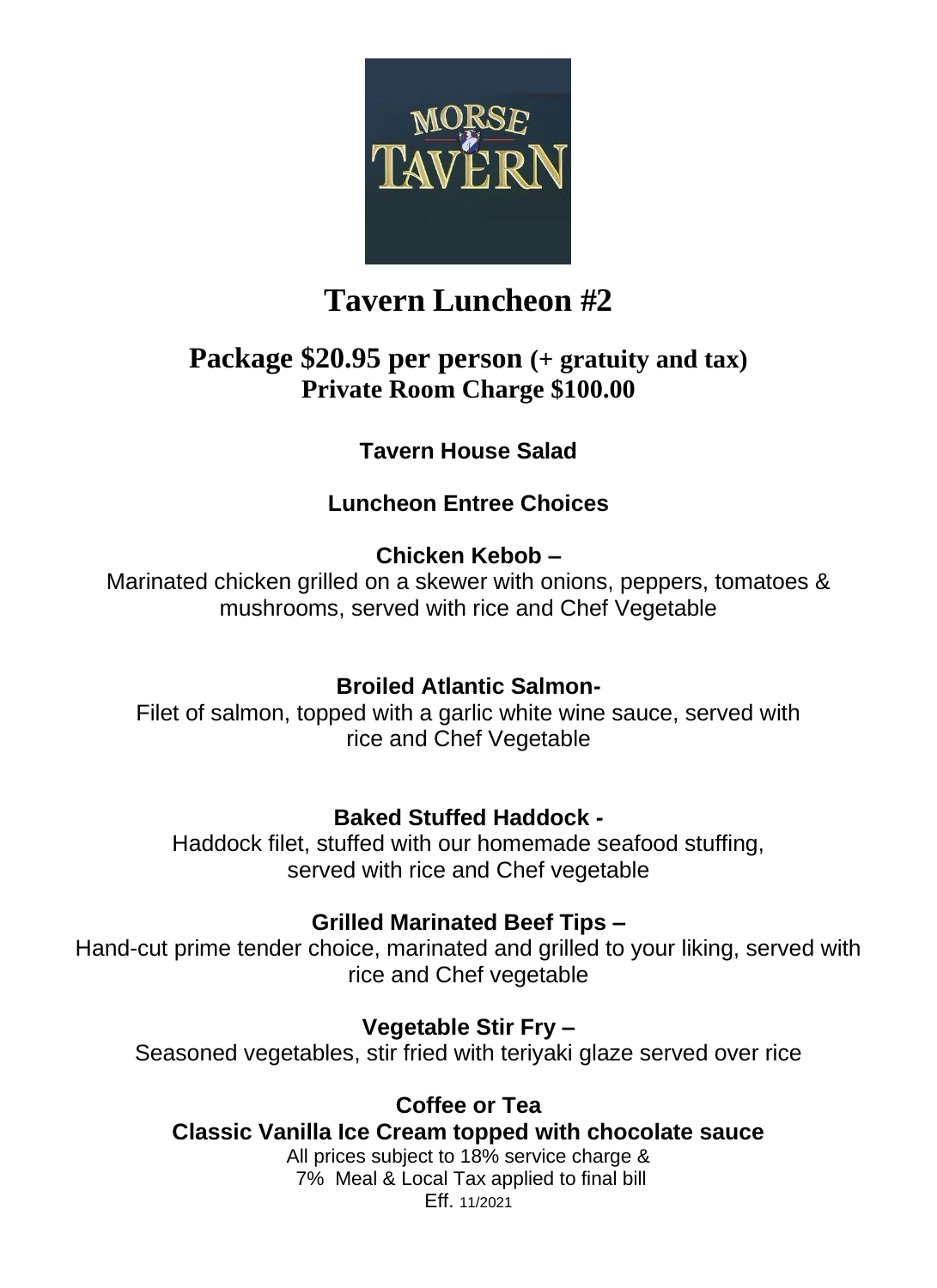MORSE TAVERN

# Tavern Luncheon #2

## Package $20.95 per person (+ gratuity and tax)

**Private Room Charge $100.00**

**Tavern House Salad**

**Luncheon Entree Choices**

**Chicken Kebob –**
Marinated chicken grilled on a skewer with onions, peppers, tomatoes & mushrooms, served with rice and Chef Vegetable

**Broiled Atlantic Salmon-**
Filet of salmon, topped with a garlic white wine sauce, served with rice and Chef Vegetable

**Baked Stuffed Haddock -**
Haddock filet, stuffed with our homemade seafood stuffing, served with rice and Chef vegetable

**Grilled Marinated Beef Tips –**
Hand-cut prime tender choice, marinated and grilled to your liking, served with rice and Chef vegetable

**Vegetable Stir Fry –**
Seasoned vegetables, stir fried with teriyaki glaze served over rice

**Coffee or Tea**

**Classic Vanilla Ice Cream topped with chocolate sauce**

All prices subject to 18% service charge &
7% Meal & Local Tax applied to final bill
Eff. 11/2021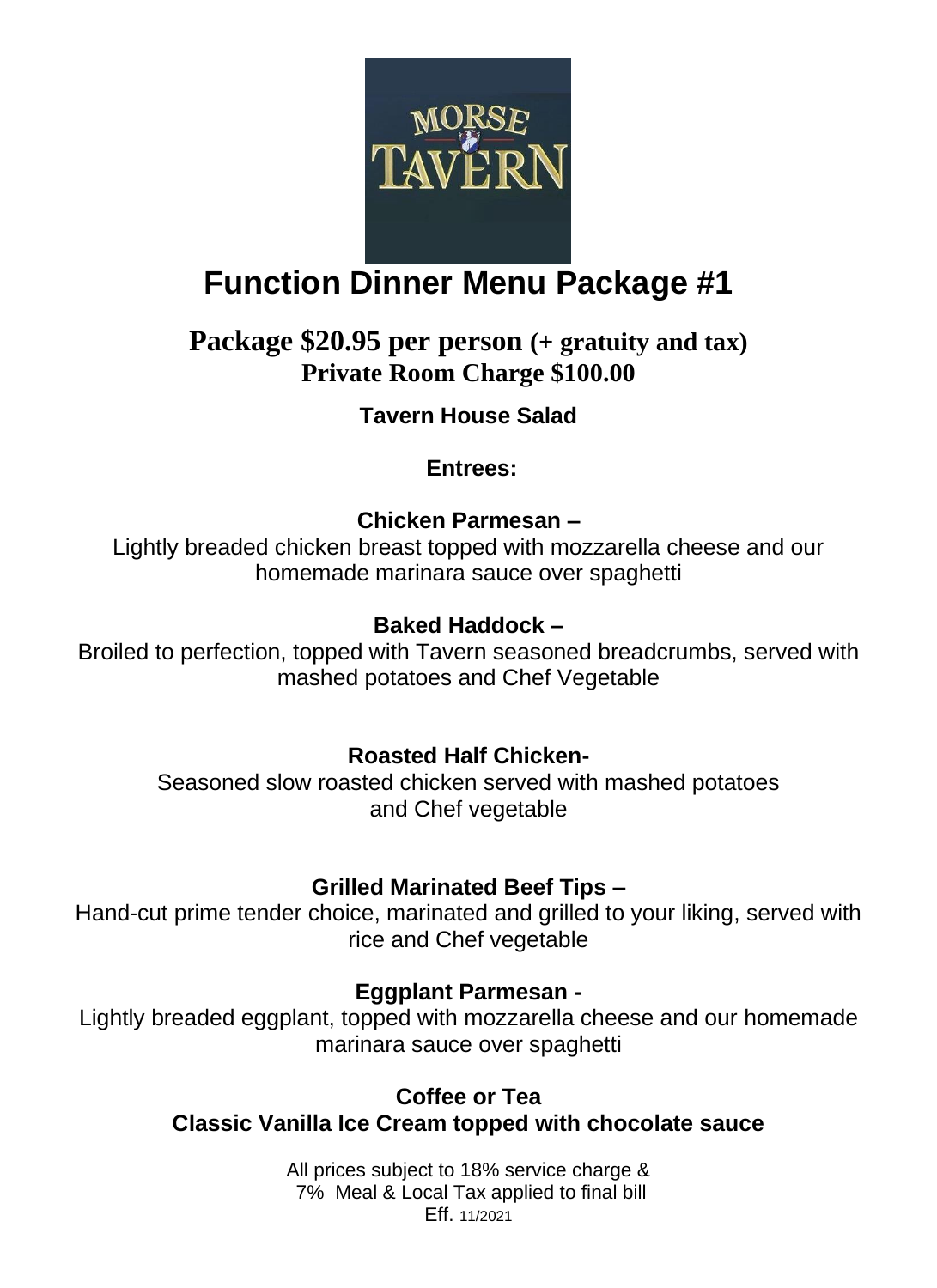MORSE TAVERN

# Function Dinner Menu Package #1

## Package $20.95 per person (+ gratuity and tax)

**Private Room Charge $100.00**

**Tavern House Salad**

**Entrees:**

**Chicken Parmesan –**
Lightly breaded chicken breast topped with mozzarella cheese and our homemade marinara sauce over spaghetti

**Baked Haddock –**
Broiled to perfection, topped with Tavern seasoned breadcrumbs, served with mashed potatoes and Chef Vegetable

**Roasted Half Chicken-**
Seasoned slow roasted chicken served with mashed potatoes and Chef vegetable

**Grilled Marinated Beef Tips –**
Hand-cut prime tender choice, marinated and grilled to your liking, served with rice and Chef vegetable

**Eggplant Parmesan -**
Lightly breaded eggplant, topped with mozzarella cheese and our homemade marinara sauce over spaghetti

**Coffee or Tea**
**Classic Vanilla Ice Cream topped with chocolate sauce**

All prices subject to 18% service charge &
7% Meal & Local Tax applied to final bill
Eff. 11/2021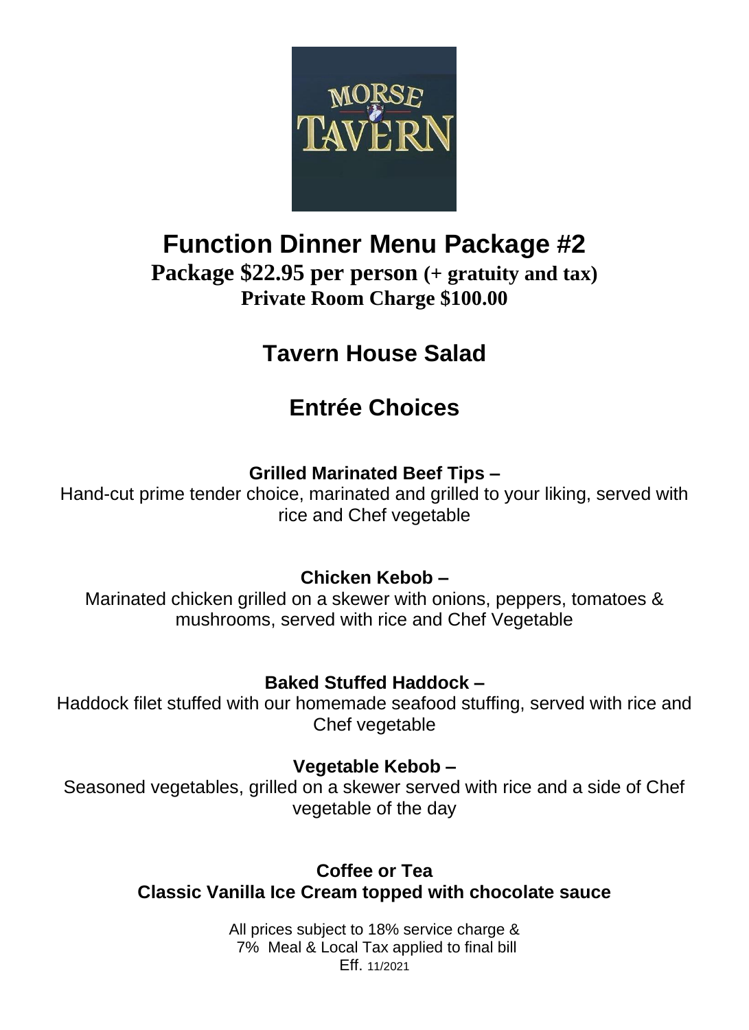MORSE TAVERN

# Function Dinner Menu Package #2

**Package $22.95 per person (+ gratuity and tax)**

**Private Room Charge $100.00**

## Tavern House Salad

## Entrée Choices

**Grilled Marinated Beef Tips –**

Hand-cut prime tender choice, marinated and grilled to your liking, served with rice and Chef vegetable

**Chicken Kebob –**

Marinated chicken grilled on a skewer with onions, peppers, tomatoes & mushrooms, served with rice and Chef Vegetable

**Baked Stuffed Haddock –**

Haddock filet stuffed with our homemade seafood stuffing, served with rice and Chef vegetable

**Vegetable Kebob –**

Seasoned vegetables, grilled on a skewer served with rice and a side of Chef vegetable of the day

**Coffee or Tea**

**Classic Vanilla Ice Cream topped with chocolate sauce**

All prices subject to 18% service charge &
7% Meal & Local Tax applied to final bill
Eff. 11/2021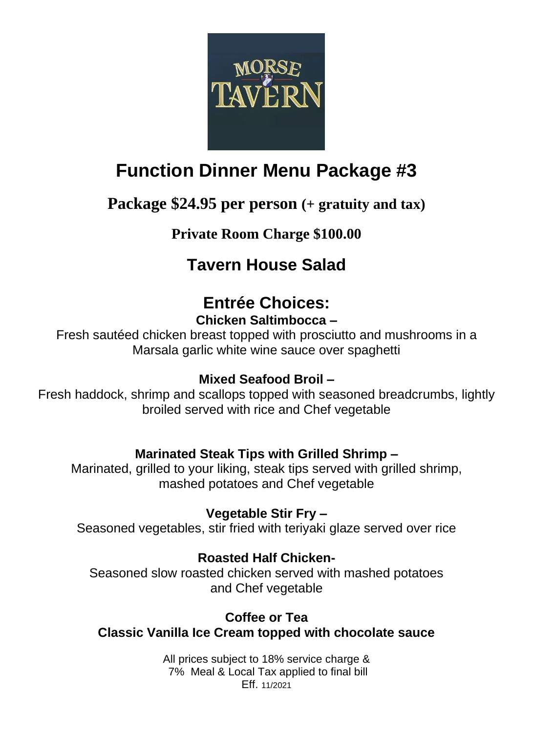# Function Dinner Menu Package #3

**Package $24.95 per person (+ gratuity and tax)**

**Private Room Charge $100.00**

## Tavern House Salad

## Entrée Choices:

**Chicken Saltimbocca –**

Fresh sautéed chicken breast topped with prosciutto and mushrooms in a Marsala garlic white wine sauce over spaghetti

**Mixed Seafood Broil –**

Fresh haddock, shrimp and scallops topped with seasoned breadcrumbs, lightly broiled served with rice and Chef vegetable

**Marinated Steak Tips with Grilled Shrimp –**

Marinated, grilled to your liking, steak tips served with grilled shrimp, mashed potatoes and Chef vegetable

**Vegetable Stir Fry –**

Seasoned vegetables, stir fried with teriyaki glaze served over rice

**Roasted Half Chicken-**

Seasoned slow roasted chicken served with mashed potatoes and Chef vegetable

**Coffee or Tea**

**Classic Vanilla Ice Cream topped with chocolate sauce**

All prices subject to 18% service charge &
7% Meal & Local Tax applied to final bill
Eff. 11/2021